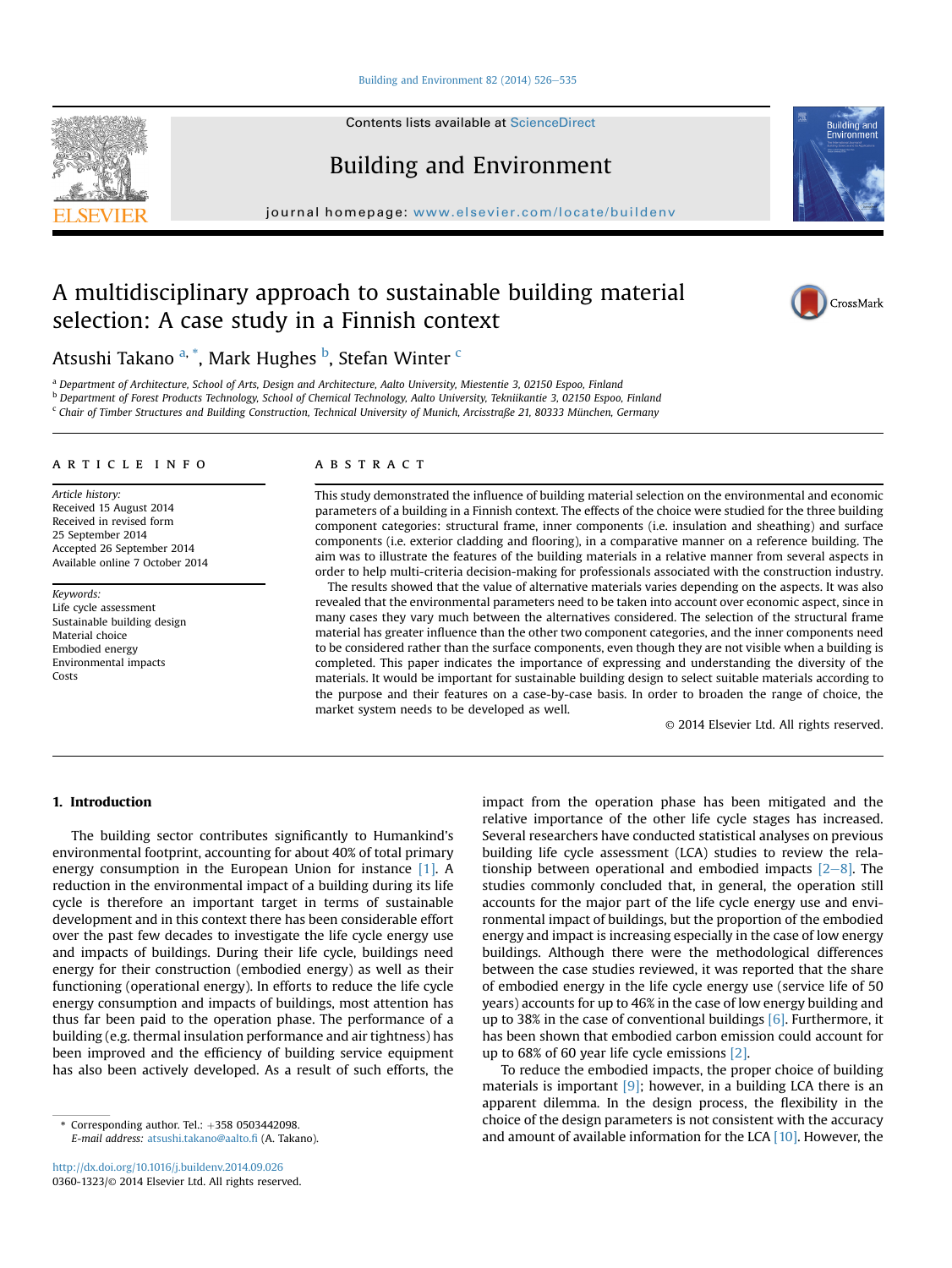# A multidisciplinary approach to sustainable building material selection: A case study in a Finnish context

Atsushi Takano [a,*], Mark Hughes [b], Stefan Winter [c]

[a] Department of Architecture, School of Arts, Design and Architecture, Aalto University, Miestentie 3, 02150 Espoo, Finland
[b] Department of Forest Products Technology, School of Chemical Technology, Aalto University, Tekniikantie 3, 02150 Espoo, Finland
[c] Chair of Timber Structures and Building Construction, Technical University of Munich, Arcisstraße 21, 80333 München, Germany

## ARTICLE INFO

*Article history:*
Received 15 August 2014
Received in revised form
25 September 2014
Accepted 26 September 2014
Available online 7 October 2014

*Keywords:*
Life cycle assessment
Sustainable building design
Material choice
Embodied energy
Environmental impacts
Costs

## ABSTRACT

This study demonstrated the influence of building material selection on the environmental and economic parameters of a building in a Finnish context. The effects of the choice were studied for the three building component categories: structural frame, inner components (i.e. insulation and sheathing) and surface components (i.e. exterior cladding and flooring), in a comparative manner on a reference building. The aim was to illustrate the features of the building materials in a relative manner from several aspects in order to help multi-criteria decision-making for professionals associated with the construction industry.

The results showed that the value of alternative materials varies depending on the aspects. It was also revealed that the environmental parameters need to be taken into account over economic aspect, since in many cases they vary much between the alternatives considered. The selection of the structural frame material has greater influence than the other two component categories, and the inner components need to be considered rather than the surface components, even though they are not visible when a building is completed. This paper indicates the importance of expressing and understanding the diversity of the materials. It would be important for sustainable building design to select suitable materials according to the purpose and their features on a case-by-case basis. In order to broaden the range of choice, the market system needs to be developed as well.

© 2014 Elsevier Ltd. All rights reserved.

## 1. Introduction

The building sector contributes significantly to Humankind's environmental footprint, accounting for about 40% of total primary energy consumption in the European Union for instance [1]. A reduction in the environmental impact of a building during its life cycle is therefore an important target in terms of sustainable development and in this context there has been considerable effort over the past few decades to investigate the life cycle energy use and impacts of buildings. During their life cycle, buildings need energy for their construction (embodied energy) as well as their functioning (operational energy). In efforts to reduce the life cycle energy consumption and impacts of buildings, most attention has thus far been paid to the operation phase. The performance of a building (e.g. thermal insulation performance and air tightness) has been improved and the efficiency of building service equipment has also been actively developed. As a result of such efforts, the impact from the operation phase has been mitigated and the relative importance of the other life cycle stages has increased. Several researchers have conducted statistical analyses on previous building life cycle assessment (LCA) studies to review the relationship between operational and embodied impacts [2–8]. The studies commonly concluded that, in general, the operation still accounts for the major part of the life cycle energy use and environmental impact of buildings, but the proportion of the embodied energy and impact is increasing especially in the case of low energy buildings. Although there were the methodological differences between the case studies reviewed, it was reported that the share of embodied energy in the life cycle energy use (service life of 50 years) accounts for up to 46% in the case of low energy building and up to 38% in the case of conventional buildings [6]. Furthermore, it has been shown that embodied carbon emission could account for up to 68% of 60 year life cycle emissions [2].

To reduce the embodied impacts, the proper choice of building materials is important [9]; however, in a building LCA there is an apparent dilemma. In the design process, the flexibility in the choice of the design parameters is not consistent with the accuracy and amount of available information for the LCA [10]. However, the

\* Corresponding author. Tel.: +358 0503442098.
*E-mail address:* atsushi.takano@aalto.fi (A. Takano).

http://dx.doi.org/10.1016/j.buildenv.2014.09.026
0360-1323/© 2014 Elsevier Ltd. All rights reserved.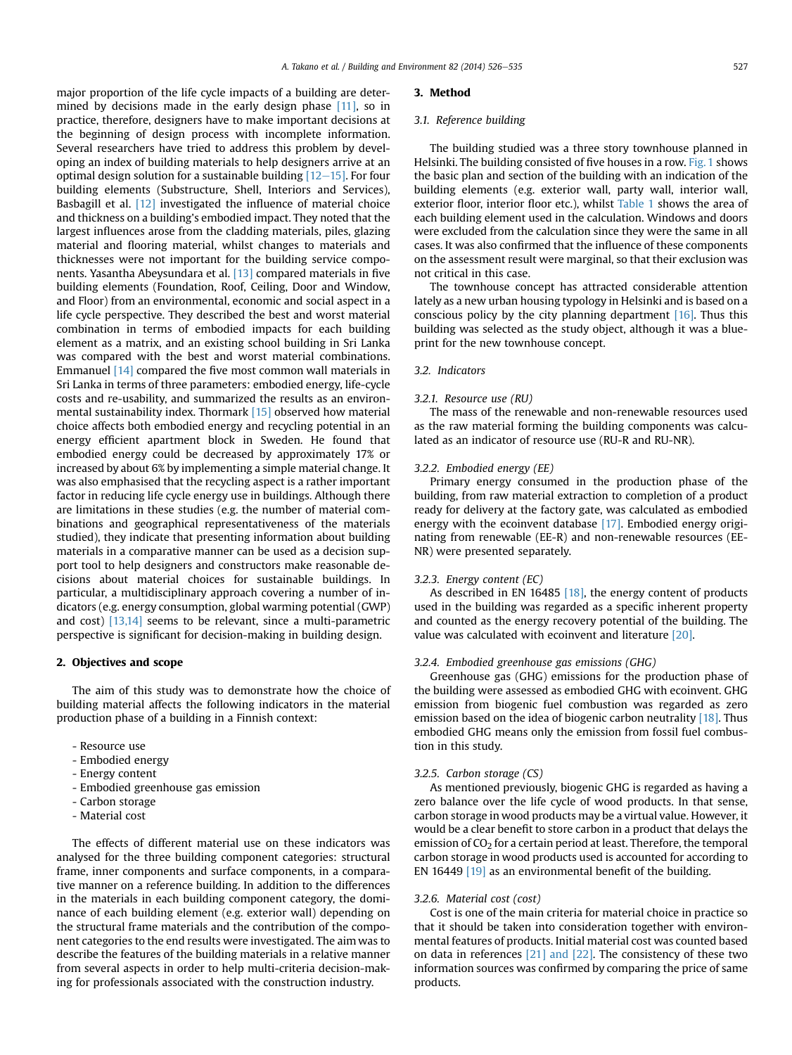major proportion of the life cycle impacts of a building are determined by decisions made in the early design phase [11], so in practice, therefore, designers have to make important decisions at the beginning of design process with incomplete information. Several researchers have tried to address this problem by developing an index of building materials to help designers arrive at an optimal design solution for a sustainable building [12–15]. For four building elements (Substructure, Shell, Interiors and Services), Basbagill et al. [12] investigated the influence of material choice and thickness on a building's embodied impact. They noted that the largest influences arose from the cladding materials, piles, glazing material and flooring material, whilst changes to materials and thicknesses were not important for the building service components. Yasantha Abeysundara et al. [13] compared materials in five building elements (Foundation, Roof, Ceiling, Door and Window, and Floor) from an environmental, economic and social aspect in a life cycle perspective. They described the best and worst material combination in terms of embodied impacts for each building element as a matrix, and an existing school building in Sri Lanka was compared with the best and worst material combinations. Emmanuel [14] compared the five most common wall materials in Sri Lanka in terms of three parameters: embodied energy, life-cycle costs and re-usability, and summarized the results as an environmental sustainability index. Thormark [15] observed how material choice affects both embodied energy and recycling potential in an energy efficient apartment block in Sweden. He found that embodied energy could be decreased by approximately 17% or increased by about 6% by implementing a simple material change. It was also emphasised that the recycling aspect is a rather important factor in reducing life cycle energy use in buildings. Although there are limitations in these studies (e.g. the number of material combinations and geographical representativeness of the materials studied), they indicate that presenting information about building materials in a comparative manner can be used as a decision support tool to help designers and constructors make reasonable decisions about material choices for sustainable buildings. In particular, a multidisciplinary approach covering a number of indicators (e.g. energy consumption, global warming potential (GWP) and cost) [13,14] seems to be relevant, since a multi-parametric perspective is significant for decision-making in building design.

## 2. Objectives and scope

The aim of this study was to demonstrate how the choice of building material affects the following indicators in the material production phase of a building in a Finnish context:

- Resource use
- Embodied energy
- Energy content
- Embodied greenhouse gas emission
- Carbon storage
- Material cost

The effects of different material use on these indicators was analysed for the three building component categories: structural frame, inner components and surface components, in a comparative manner on a reference building. In addition to the differences in the materials in each building component category, the dominance of each building element (e.g. exterior wall) depending on the structural frame materials and the contribution of the component categories to the end results were investigated. The aim was to describe the features of the building materials in a relative manner from several aspects in order to help multi-criteria decision-making for professionals associated with the construction industry.

## 3. Method

### 3.1. Reference building

The building studied was a three story townhouse planned in Helsinki. The building consisted of five houses in a row. Fig. 1 shows the basic plan and section of the building with an indication of the building elements (e.g. exterior wall, party wall, interior wall, exterior floor, interior floor etc.), whilst Table 1 shows the area of each building element used in the calculation. Windows and doors were excluded from the calculation since they were the same in all cases. It was also confirmed that the influence of these components on the assessment result were marginal, so that their exclusion was not critical in this case.

The townhouse concept has attracted considerable attention lately as a new urban housing typology in Helsinki and is based on a conscious policy by the city planning department [16]. Thus this building was selected as the study object, although it was a blueprint for the new townhouse concept.

### 3.2. Indicators

#### 3.2.1. Resource use (RU)

The mass of the renewable and non-renewable resources used as the raw material forming the building components was calculated as an indicator of resource use (RU-R and RU-NR).

#### 3.2.2. Embodied energy (EE)

Primary energy consumed in the production phase of the building, from raw material extraction to completion of a product ready for delivery at the factory gate, was calculated as embodied energy with the ecoinvent database [17]. Embodied energy originating from renewable (EE-R) and non-renewable resources (EE-NR) were presented separately.

#### 3.2.3. Energy content (EC)

As described in EN 16485 [18], the energy content of products used in the building was regarded as a specific inherent property and counted as the energy recovery potential of the building. The value was calculated with ecoinvent and literature [20].

#### 3.2.4. Embodied greenhouse gas emissions (GHG)

Greenhouse gas (GHG) emissions for the production phase of the building were assessed as embodied GHG with ecoinvent. GHG emission from biogenic fuel combustion was regarded as zero emission based on the idea of biogenic carbon neutrality [18]. Thus embodied GHG means only the emission from fossil fuel combustion in this study.

#### 3.2.5. Carbon storage (CS)

As mentioned previously, biogenic GHG is regarded as having a zero balance over the life cycle of wood products. In that sense, carbon storage in wood products may be a virtual value. However, it would be a clear benefit to store carbon in a product that delays the emission of $CO_2$ for a certain period at least. Therefore, the temporal carbon storage in wood products used is accounted for according to EN 16449 [19] as an environmental benefit of the building.

#### 3.2.6. Material cost (cost)

Cost is one of the main criteria for material choice in practice so that it should be taken into consideration together with environmental features of products. Initial material cost was counted based on data in references [21] and [22]. The consistency of these two information sources was confirmed by comparing the price of same products.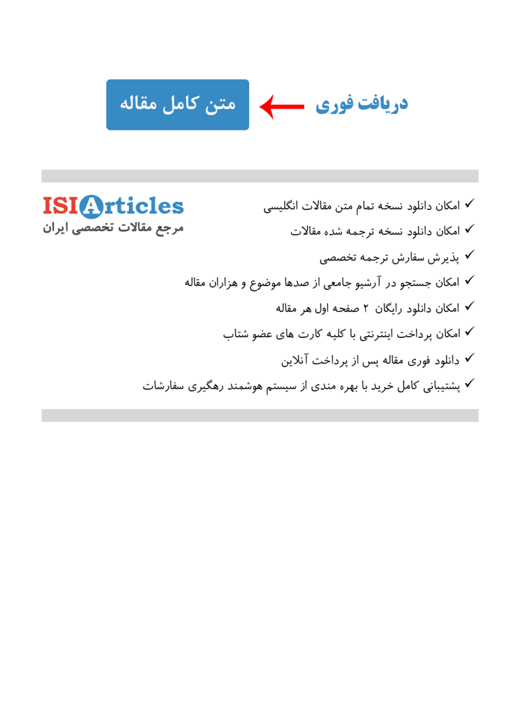دریافت فوری ← متن کامل مقاله

**ISIArticles**
مرجع مقالات تخصصی ایران

- ✓ امکان دانلود نسخه تمام متن مقالات انگلیسی
- ✓ امکان دانلود نسخه ترجمه شده مقالات
- ✓ پذیرش سفارش ترجمه تخصصی
- ✓ امکان جستجو در آرشیو جامعی از صدها موضوع و هزاران مقاله
- ✓ امکان دانلود رایگان ۲ صفحه اول هر مقاله
- ✓ امکان پرداخت اینترنتی با کلیه کارت های عضو شتاب
- ✓ دانلود فوری مقاله پس از پرداخت آنلاین
- ✓ پشتیبانی کامل خرید با بهره مندی از سیستم هوشمند رهگیری سفارشات